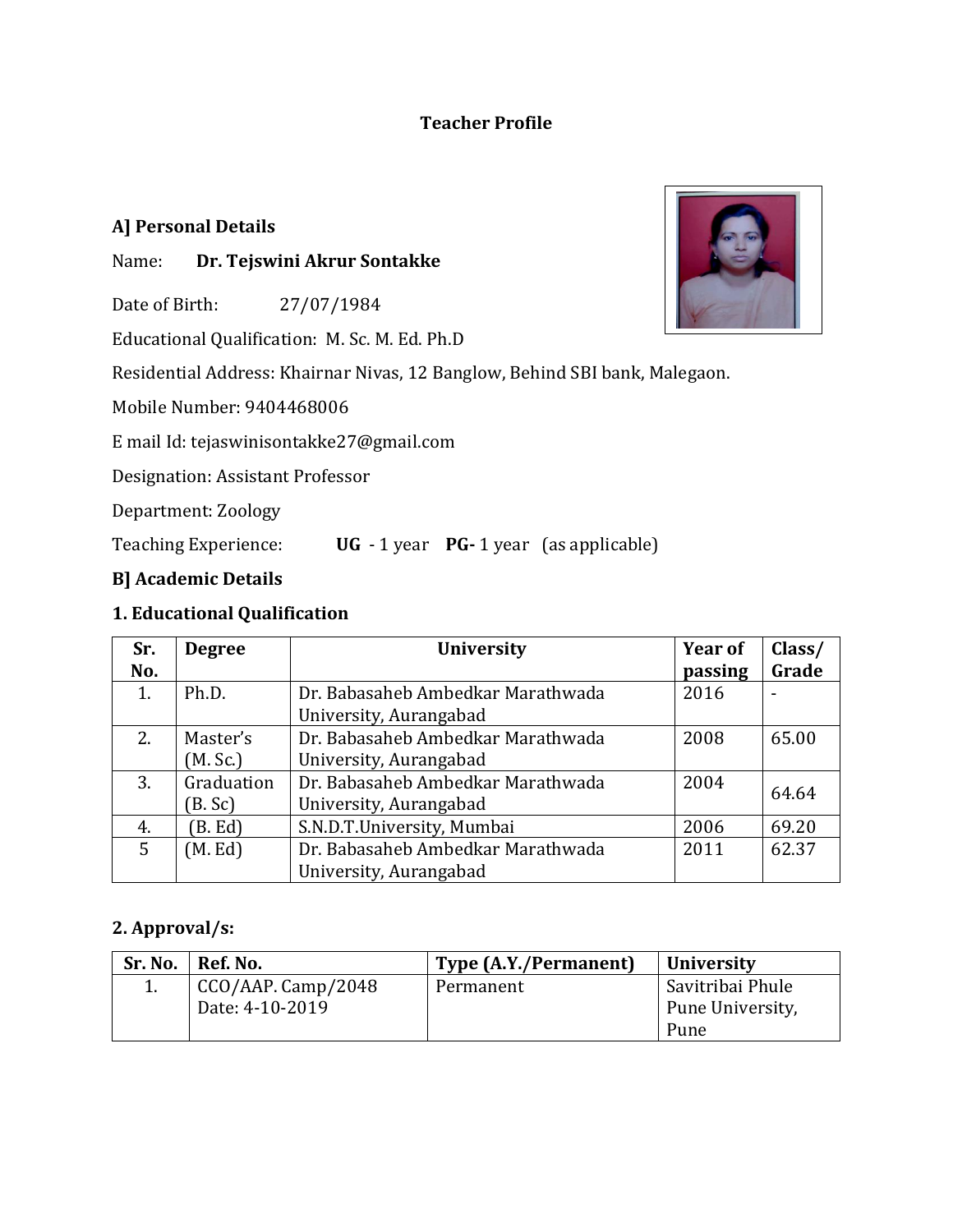# Teacher Profile

## A] Personal Details

Name: **Dr. Tejswini Akrur Sontakke**

Date of Birth: 27/07/1984

Educational Qualification: M. Sc. M. Ed. Ph.D

Residential Address: Khairnar Nivas, 12 Banglow, Behind SBI bank, Malegaon.

Mobile Number: 9404468006

E mail Id: tejaswinisontakke27@gmail.com

Designation: Assistant Professor

Department: Zoology

Teaching Experience: **UG** - 1 year **PG-** 1 year (as applicable)

## B] Academic Details

### 1. Educational Qualification

| Sr. No. | Degree | University | Year of passing | Class/ Grade |
|---|---|---|---|---|
| 1. | Ph.D. | Dr. Babasaheb Ambedkar Marathwada University, Aurangabad | 2016 | - |
| 2. | Master's (M. Sc.) | Dr. Babasaheb Ambedkar Marathwada University, Aurangabad | 2008 | 65.00 |
| 3. | Graduation (B. Sc) | Dr. Babasaheb Ambedkar Marathwada University, Aurangabad | 2004 | 64.64 |
| 4. | (B. Ed) | S.N.D.T.University, Mumbai | 2006 | 69.20 |
| 5 | (M. Ed) | Dr. Babasaheb Ambedkar Marathwada University, Aurangabad | 2011 | 62.37 |

### 2. Approval/s:

| Sr. No. | Ref. No. | Type (A.Y./Permanent) | University |
|---|---|---|---|
| 1. | CCO/AAP. Camp/2048 Date: 4-10-2019 | Permanent | Savitribai Phule Pune University, Pune |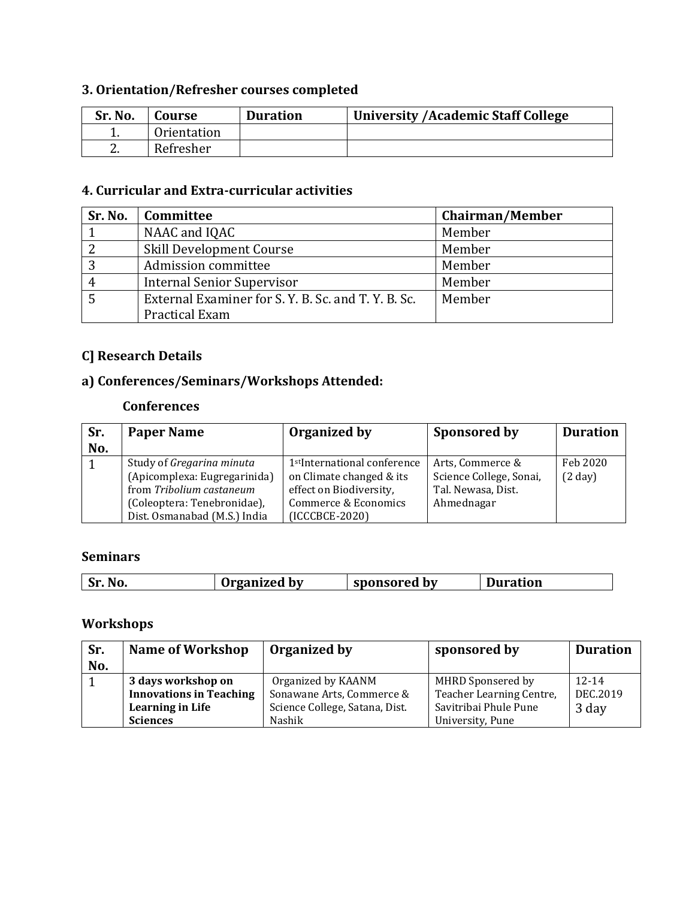### 3. Orientation/Refresher courses completed

| Sr. No. | Course | Duration | University /Academic Staff College |
|---|---|---|---|
| 1. | Orientation | | |
| 2. | Refresher | | |

### 4. Curricular and Extra-curricular activities

| Sr. No. | Committee | Chairman/Member |
|---|---|---|
| 1 | NAAC and IQAC | Member |
| 2 | Skill Development Course | Member |
| 3 | Admission committee | Member |
| 4 | Internal Senior Supervisor | Member |
| 5 | External Examiner for S. Y. B. Sc. and T. Y. B. Sc. Practical Exam | Member |

## C] Research Details

### a) Conferences/Seminars/Workshops Attended:

#### Conferences

| Sr. No. | Paper Name | Organized by | Sponsored by | Duration |
|---|---|---|---|---|
| 1 | Study of *Gregarina minuta* (Apicomplexa: Eugregarinida) from *Tribolium castaneum* (Coleoptera: Tenebronidae), Dist. Osmanabad (M.S.) India | 1st International conference on Climate changed & its effect on Biodiversity, Commerce & Economics (ICCCBCE-2020) | Arts, Commerce & Science College, Sonai, Tal. Newasa, Dist. Ahmednagar | Feb 2020 (2 day) |

#### Seminars

| Sr. No. | Organized by | sponsored by | Duration |
|---|---|---|---|

#### Workshops

| Sr. No. | Name of Workshop | Organized by | sponsored by | Duration |
|---|---|---|---|---|
| 1 | **3 days workshop on Innovations in Teaching Learning in Life Sciences** | Organized by KAANM Sonawane Arts, Commerce & Science College, Satana, Dist. Nashik | MHRD Sponsered by Teacher Learning Centre, Savitribai Phule Pune University, Pune | 12-14 DEC.2019 3 day |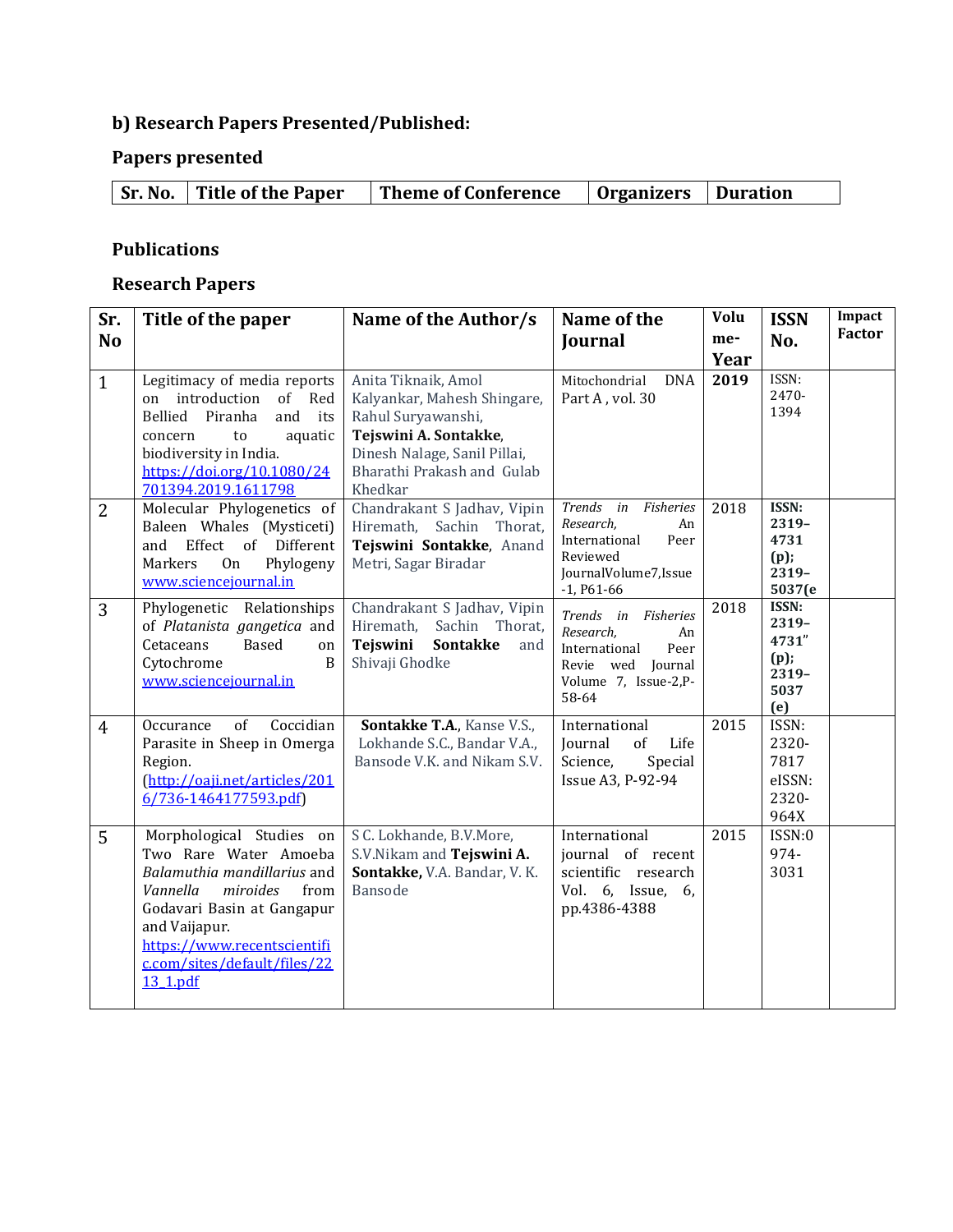## b) Research Papers Presented/Published:

### Papers presented

| Sr. No. | Title of the Paper | Theme of Conference | Organizers | Duration |
|---|---|---|---|---|

### Publications

### Research Papers

| Sr. No | Title of the paper | Name of the Author/s | Name of the Journal | Volume-Year | ISSN No. | Impact Factor |
|---|---|---|---|---|---|---|
| 1 | Legitimacy of media reports on introduction of Red Bellied Piranha and its concern to aquatic biodiversity in India. https://doi.org/10.1080/24701394.2019.1611798 | Anita Tiknaik, Amol Kalyankar, Mahesh Shingare, Rahul Suryawanshi, **Tejswini A. Sontakke**, Dinesh Nalage, Sanil Pillai, Bharathi Prakash and Gulab Khedkar | Mitochondrial DNA Part A , vol. 30 | **2019** | ISSN: 2470-1394 | |
| 2 | Molecular Phylogenetics of Baleen Whales (Mysticeti) and Effect of Different Markers On Phylogeny www.sciencejournal.in | Chandrakant S Jadhav, Vipin Hiremath, Sachin Thorat, **Tejswini Sontakke**, Anand Metri, Sagar Biradar | *Trends in Fisheries Research*, An International Peer Reviewed JournalVolume7,Issue -1, P61-66 | 2018 | **ISSN: 2319–4731 (p); 2319–5037(e** | |
| 3 | Phylogenetic Relationships of *Platanista gangetica* and Cetaceans Based on Cytochrome B www.sciencejournal.in | Chandrakant S Jadhav, Vipin Hiremath, Sachin Thorat, **Tejswini Sontakke** and Shivaji Ghodke | *Trends in Fisheries Research*, An International Peer Revie wed Journal Volume 7, Issue-2,P-58-64 | 2018 | **ISSN: 2319–4731" (p); 2319–5037 (e)** | |
| 4 | Occurance of Coccidian Parasite in Sheep in Omerga Region. (http://oaji.net/articles/2016/736-1464177593.pdf) | **Sontakke T.A.**, Kanse V.S., Lokhande S.C., Bandar V.A., Bansode V.K. and Nikam S.V. | International Journal of Life Science, Special Issue A3, P-92-94 | 2015 | ISSN: 2320-7817 eISSN: 2320-964X | |
| 5 | Morphological Studies on Two Rare Water Amoeba *Balamuthia mandillarius* and *Vannella miroides* from Godavari Basin at Gangapur and Vaijapur. https://www.recentscientific.com/sites/default/files/2213_1.pdf | S C. Lokhande, B.V.More, S.V.Nikam and **Tejswini A. Sontakke,** V.A. Bandar, V. K. Bansode | International journal of recent scientific research Vol. 6, Issue, 6, pp.4386-4388 | 2015 | ISSN:0974-3031 | |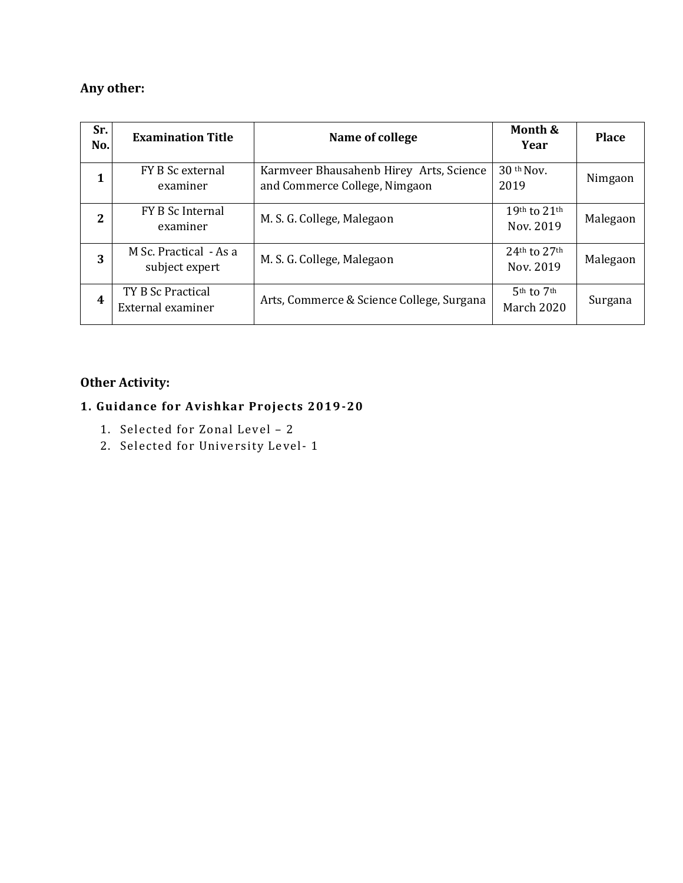**Any other:**

| Sr. No. | Examination Title | Name of college | Month & Year | Place |
|---|---|---|---|---|
| 1 | FY B Sc external examiner | Karmveer Bhausahenb Hirey Arts, Science and Commerce College, Nimgaon | 30 th Nov. 2019 | Nimgaon |
| 2 | FY B Sc Internal examiner | M. S. G. College, Malegaon | 19th to 21th Nov. 2019 | Malegaon |
| 3 | M Sc. Practical - As a subject expert | M. S. G. College, Malegaon | 24th to 27th Nov. 2019 | Malegaon |
| 4 | TY B Sc Practical External examiner | Arts, Commerce & Science College, Surgana | 5th to 7th March 2020 | Surgana |

**Other Activity:**

**1. Guidance for Avishkar Projects 2019-20**

1. Selected for Zonal Level – 2
2. Selected for University Level- 1